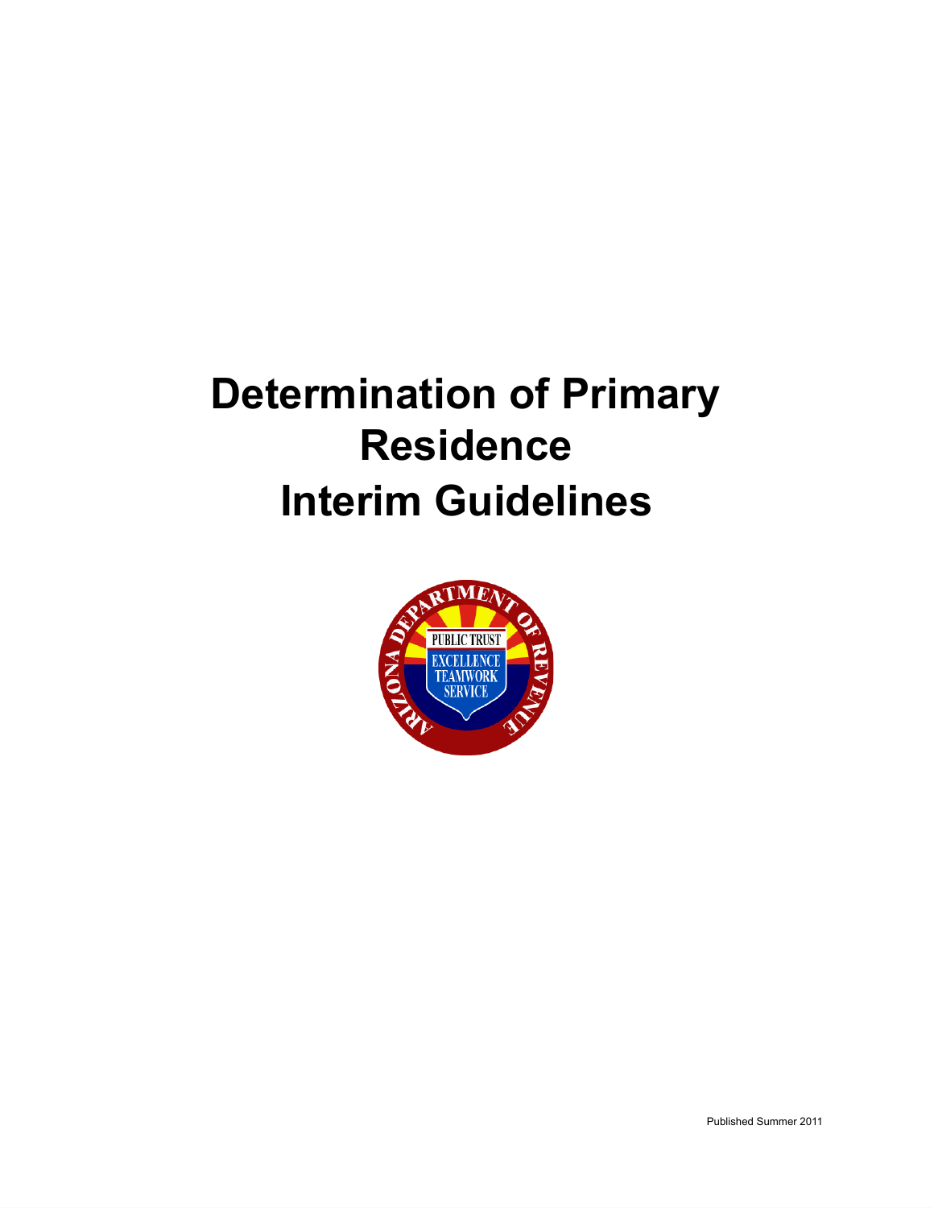# Determination of Primary Residence Interim Guidelines

Published Summer 2011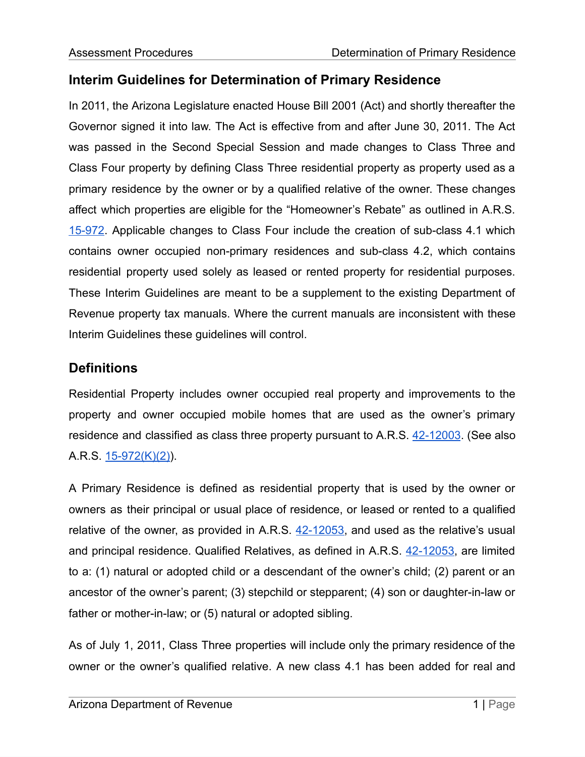## Interim Guidelines for Determination of Primary Residence

In 2011, the Arizona Legislature enacted House Bill 2001 (Act) and shortly thereafter the Governor signed it into law. The Act is effective from and after June 30, 2011. The Act was passed in the Second Special Session and made changes to Class Three and Class Four property by defining Class Three residential property as property used as a primary residence by the owner or by a qualified relative of the owner. These changes affect which properties are eligible for the "Homeowner's Rebate" as outlined in A.R.S. 15-972. Applicable changes to Class Four include the creation of sub-class 4.1 which contains owner occupied non-primary residences and sub-class 4.2, which contains residential property used solely as leased or rented property for residential purposes. These Interim Guidelines are meant to be a supplement to the existing Department of Revenue property tax manuals. Where the current manuals are inconsistent with these Interim Guidelines these guidelines will control.

## Definitions

Residential Property includes owner occupied real property and improvements to the property and owner occupied mobile homes that are used as the owner's primary residence and classified as class three property pursuant to A.R.S. 42-12003. (See also A.R.S. 15-972(K)(2)).

A Primary Residence is defined as residential property that is used by the owner or owners as their principal or usual place of residence, or leased or rented to a qualified relative of the owner, as provided in A.R.S. 42-12053, and used as the relative's usual and principal residence. Qualified Relatives, as defined in A.R.S. 42-12053, are limited to a: (1) natural or adopted child or a descendant of the owner's child; (2) parent or an ancestor of the owner's parent; (3) stepchild or stepparent; (4) son or daughter-in-law or father or mother-in-law; or (5) natural or adopted sibling.

As of July 1, 2011, Class Three properties will include only the primary residence of the owner or the owner's qualified relative. A new class 4.1 has been added for real and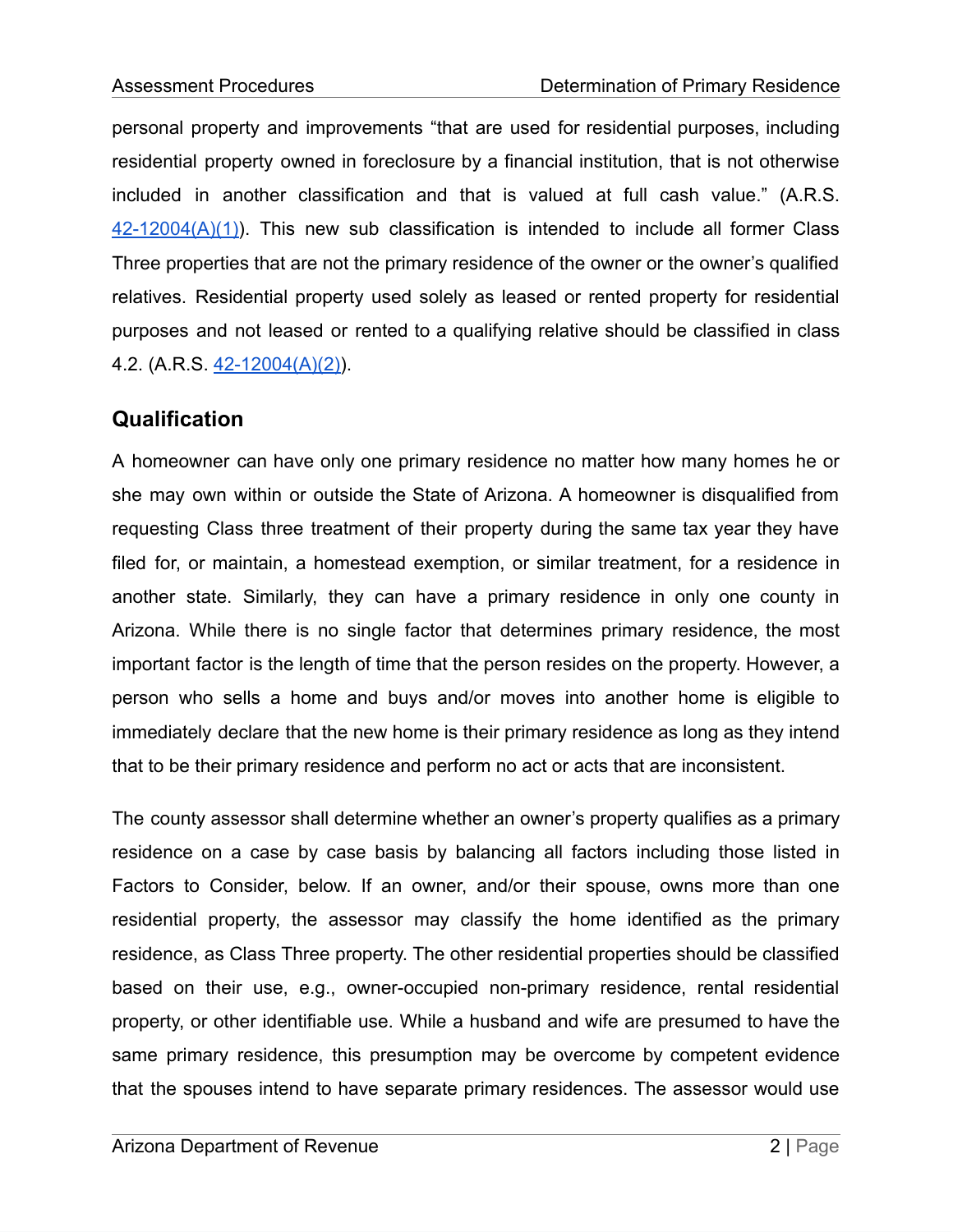personal property and improvements "that are used for residential purposes, including residential property owned in foreclosure by a financial institution, that is not otherwise included in another classification and that is valued at full cash value." (A.R.S. 42-12004(A)(1)). This new sub classification is intended to include all former Class Three properties that are not the primary residence of the owner or the owner's qualified relatives. Residential property used solely as leased or rented property for residential purposes and not leased or rented to a qualifying relative should be classified in class 4.2. (A.R.S. 42-12004(A)(2)).

## Qualification

A homeowner can have only one primary residence no matter how many homes he or she may own within or outside the State of Arizona. A homeowner is disqualified from requesting Class three treatment of their property during the same tax year they have filed for, or maintain, a homestead exemption, or similar treatment, for a residence in another state. Similarly, they can have a primary residence in only one county in Arizona. While there is no single factor that determines primary residence, the most important factor is the length of time that the person resides on the property. However, a person who sells a home and buys and/or moves into another home is eligible to immediately declare that the new home is their primary residence as long as they intend that to be their primary residence and perform no act or acts that are inconsistent.

The county assessor shall determine whether an owner's property qualifies as a primary residence on a case by case basis by balancing all factors including those listed in Factors to Consider, below. If an owner, and/or their spouse, owns more than one residential property, the assessor may classify the home identified as the primary residence, as Class Three property. The other residential properties should be classified based on their use, e.g., owner-occupied non-primary residence, rental residential property, or other identifiable use. While a husband and wife are presumed to have the same primary residence, this presumption may be overcome by competent evidence that the spouses intend to have separate primary residences. The assessor would use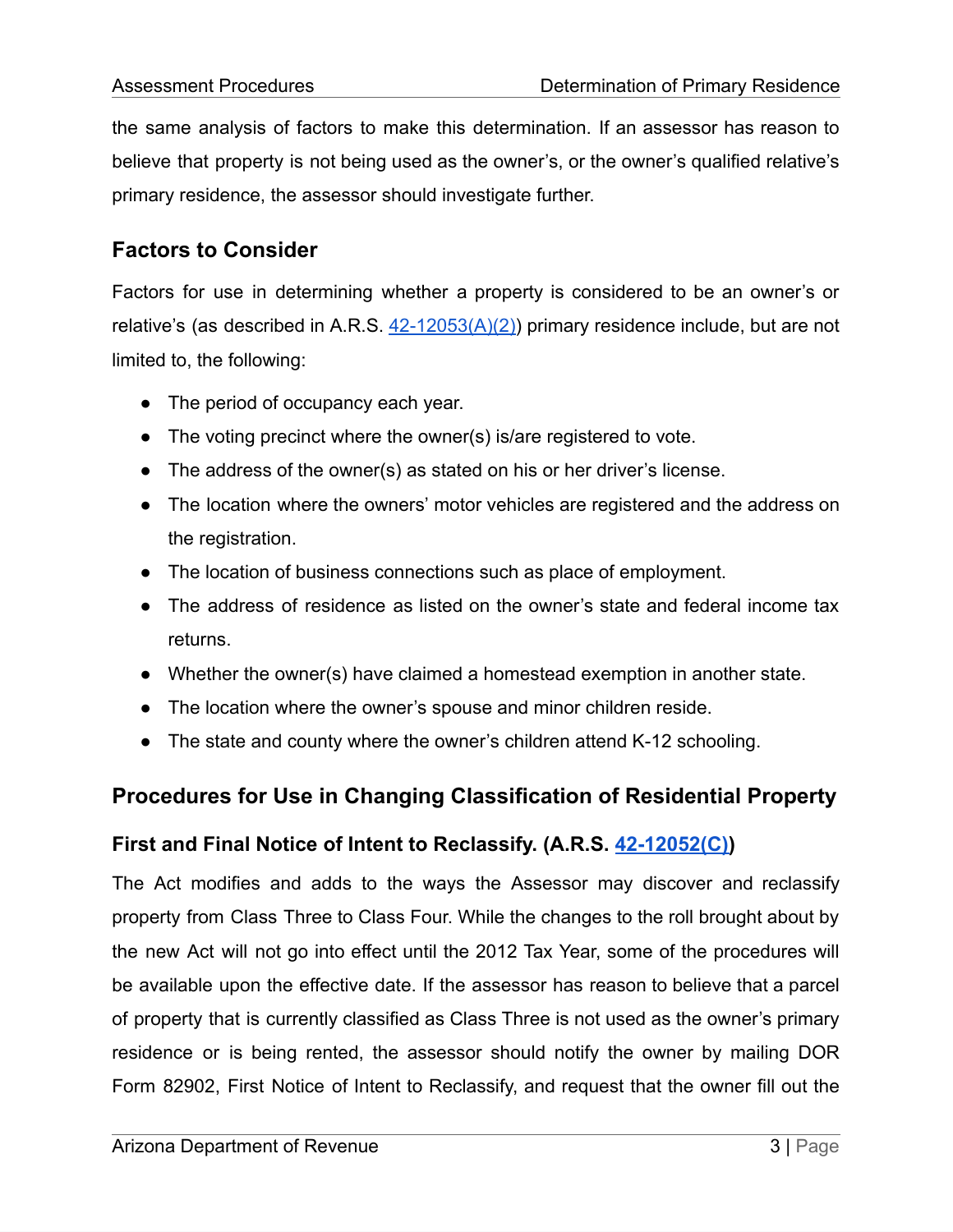the same analysis of factors to make this determination. If an assessor has reason to believe that property is not being used as the owner's, or the owner's qualified relative's primary residence, the assessor should investigate further.

## Factors to Consider

Factors for use in determining whether a property is considered to be an owner's or relative's (as described in A.R.S. 42-12053(A)(2)) primary residence include, but are not limited to, the following:

- The period of occupancy each year.
- The voting precinct where the owner(s) is/are registered to vote.
- The address of the owner(s) as stated on his or her driver's license.
- The location where the owners' motor vehicles are registered and the address on the registration.
- The location of business connections such as place of employment.
- The address of residence as listed on the owner's state and federal income tax returns.
- Whether the owner(s) have claimed a homestead exemption in another state.
- The location where the owner's spouse and minor children reside.
- The state and county where the owner's children attend K-12 schooling.

## Procedures for Use in Changing Classification of Residential Property

### First and Final Notice of Intent to Reclassify. (A.R.S. 42-12052(C))

The Act modifies and adds to the ways the Assessor may discover and reclassify property from Class Three to Class Four. While the changes to the roll brought about by the new Act will not go into effect until the 2012 Tax Year, some of the procedures will be available upon the effective date. If the assessor has reason to believe that a parcel of property that is currently classified as Class Three is not used as the owner's primary residence or is being rented, the assessor should notify the owner by mailing DOR Form 82902, First Notice of Intent to Reclassify, and request that the owner fill out the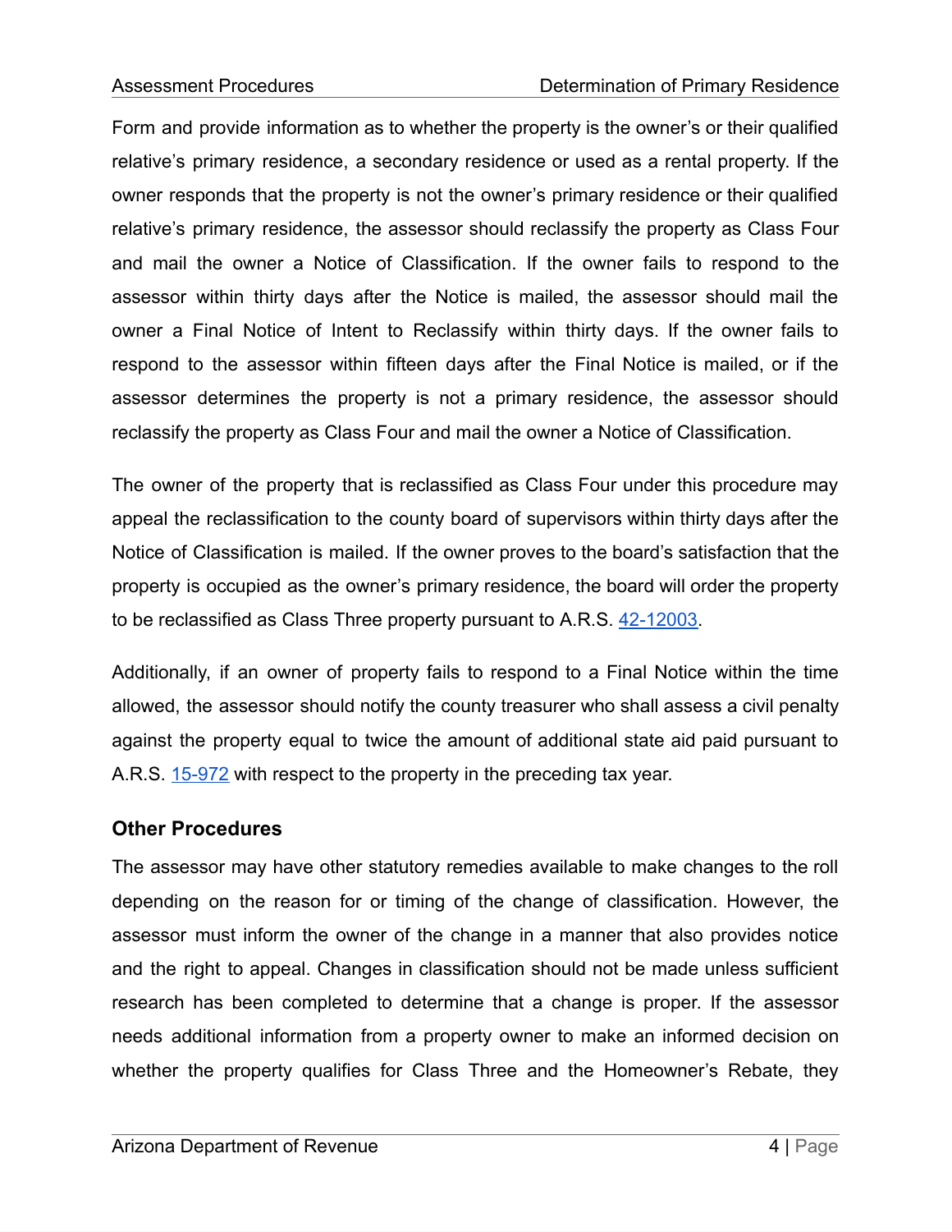Form and provide information as to whether the property is the owner's or their qualified relative's primary residence, a secondary residence or used as a rental property. If the owner responds that the property is not the owner's primary residence or their qualified relative's primary residence, the assessor should reclassify the property as Class Four and mail the owner a Notice of Classification. If the owner fails to respond to the assessor within thirty days after the Notice is mailed, the assessor should mail the owner a Final Notice of Intent to Reclassify within thirty days. If the owner fails to respond to the assessor within fifteen days after the Final Notice is mailed, or if the assessor determines the property is not a primary residence, the assessor should reclassify the property as Class Four and mail the owner a Notice of Classification.

The owner of the property that is reclassified as Class Four under this procedure may appeal the reclassification to the county board of supervisors within thirty days after the Notice of Classification is mailed. If the owner proves to the board's satisfaction that the property is occupied as the owner's primary residence, the board will order the property to be reclassified as Class Three property pursuant to A.R.S. 42-12003.

Additionally, if an owner of property fails to respond to a Final Notice within the time allowed, the assessor should notify the county treasurer who shall assess a civil penalty against the property equal to twice the amount of additional state aid paid pursuant to A.R.S. 15-972 with respect to the property in the preceding tax year.

### Other Procedures

The assessor may have other statutory remedies available to make changes to the roll depending on the reason for or timing of the change of classification. However, the assessor must inform the owner of the change in a manner that also provides notice and the right to appeal. Changes in classification should not be made unless sufficient research has been completed to determine that a change is proper. If the assessor needs additional information from a property owner to make an informed decision on whether the property qualifies for Class Three and the Homeowner's Rebate, they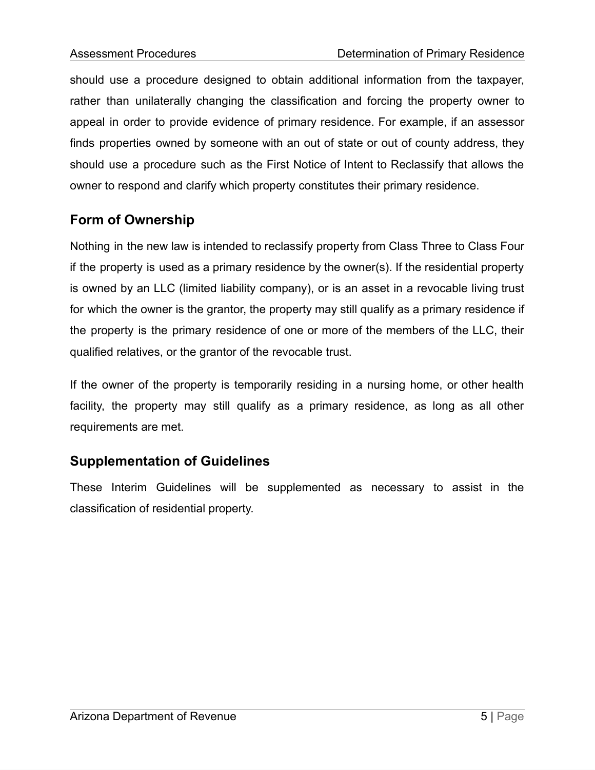should use a procedure designed to obtain additional information from the taxpayer, rather than unilaterally changing the classification and forcing the property owner to appeal in order to provide evidence of primary residence. For example, if an assessor finds properties owned by someone with an out of state or out of county address, they should use a procedure such as the First Notice of Intent to Reclassify that allows the owner to respond and clarify which property constitutes their primary residence.

## Form of Ownership

Nothing in the new law is intended to reclassify property from Class Three to Class Four if the property is used as a primary residence by the owner(s). If the residential property is owned by an LLC (limited liability company), or is an asset in a revocable living trust for which the owner is the grantor, the property may still qualify as a primary residence if the property is the primary residence of one or more of the members of the LLC, their qualified relatives, or the grantor of the revocable trust.

If the owner of the property is temporarily residing in a nursing home, or other health facility, the property may still qualify as a primary residence, as long as all other requirements are met.

## Supplementation of Guidelines

These Interim Guidelines will be supplemented as necessary to assist in the classification of residential property.